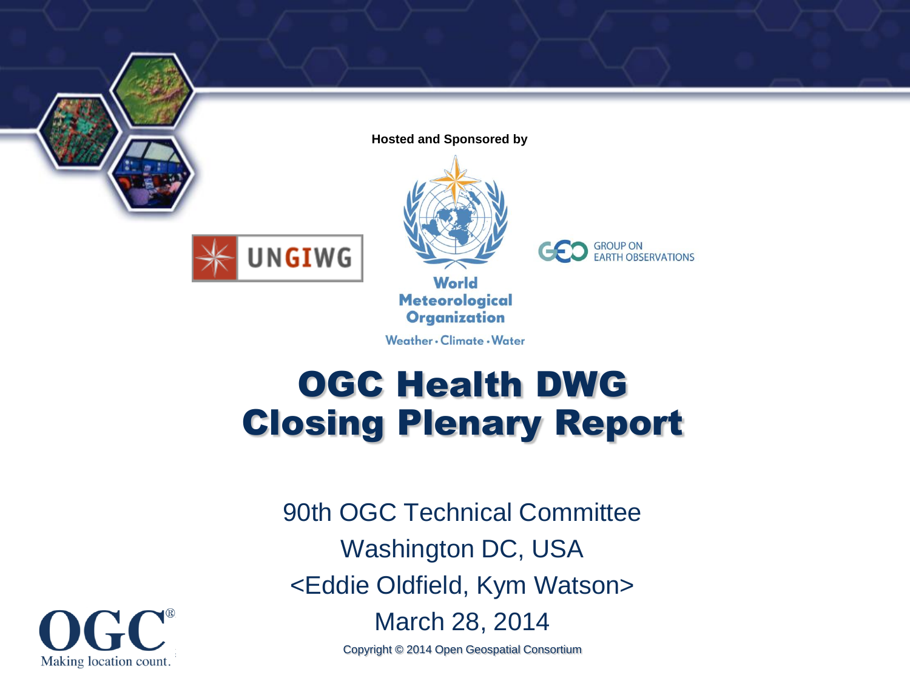Hosted and Sponsored by

UNGIWG

World Meteorological Organization

Weather • Climate • Water

GROUP ON EARTH OBSERVATIONS

# OGC Health DWG Closing Plenary Report

90th OGC Technical Committee

Washington DC, USA

<Eddie Oldfield, Kym Watson>

March 28, 2014

Copyright © 2014 Open Geospatial Consortium

OGC® Making location count.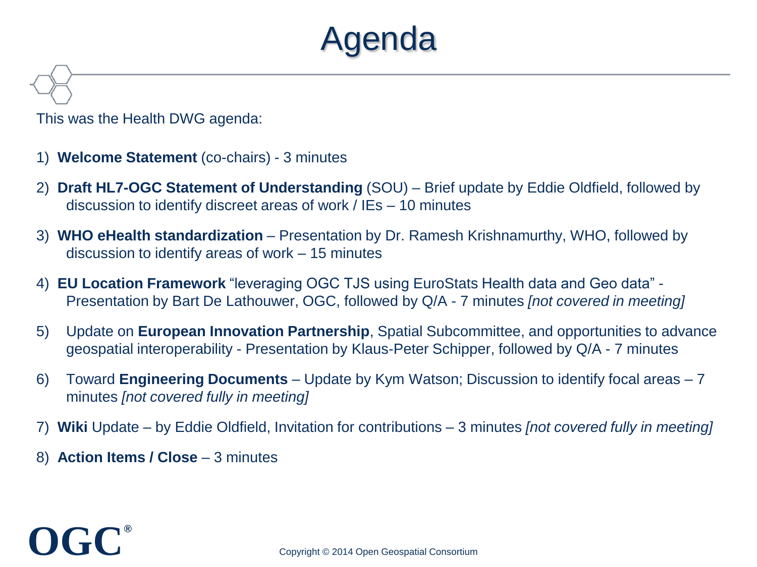# Agenda

This was the Health DWG agenda:

1) **Welcome Statement** (co-chairs) - 3 minutes
2) **Draft HL7-OGC Statement of Understanding** (SOU) – Brief update by Eddie Oldfield, followed by discussion to identify discreet areas of work / IEs – 10 minutes
3) **WHO eHealth standardization** – Presentation by Dr. Ramesh Krishnamurthy, WHO, followed by discussion to identify areas of work – 15 minutes
4) **EU Location Framework** "leveraging OGC TJS using EuroStats Health data and Geo data" - Presentation by Bart De Lathouwer, OGC, followed by Q/A - 7 minutes *[not covered in meeting]*
5) Update on **European Innovation Partnership**, Spatial Subcommittee, and opportunities to advance geospatial interoperability - Presentation by Klaus-Peter Schipper, followed by Q/A - 7 minutes
6) Toward **Engineering Documents** – Update by Kym Watson; Discussion to identify focal areas – 7 minutes *[not covered fully in meeting]*
7) **Wiki** Update – by Eddie Oldfield, Invitation for contributions – 3 minutes *[not covered fully in meeting]*
8) **Action Items / Close** – 3 minutes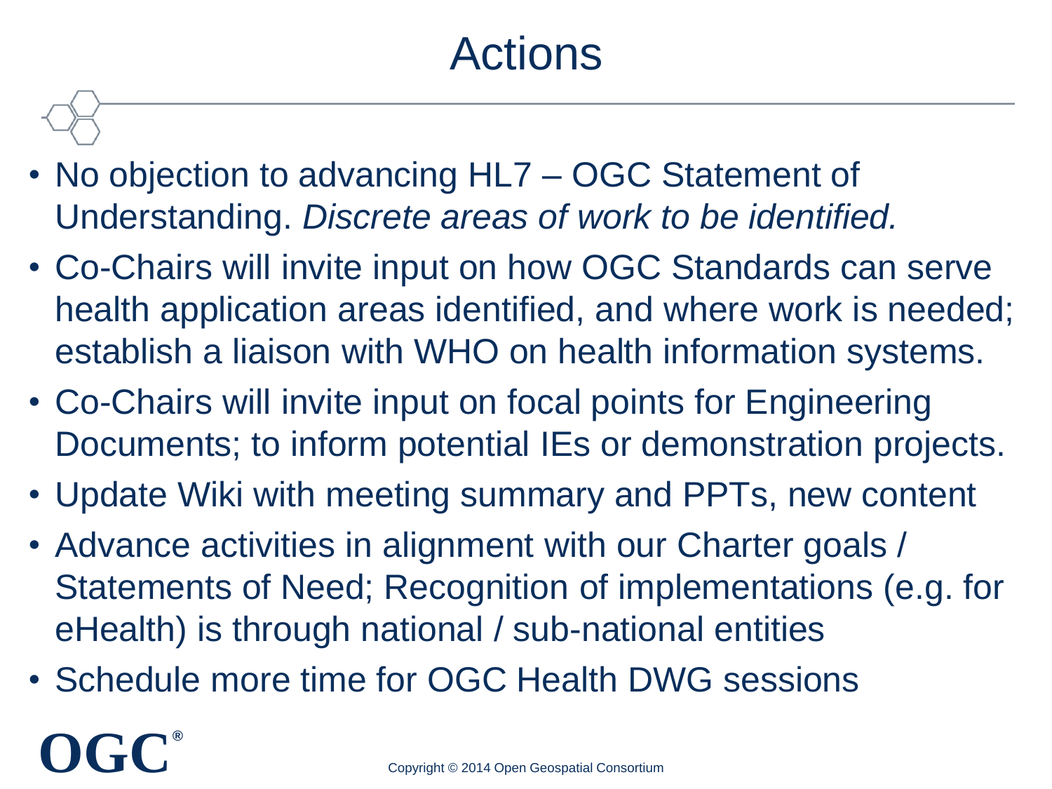# Actions

- No objection to advancing HL7 – OGC Statement of Understanding. *Discrete areas of work to be identified.*
- Co-Chairs will invite input on how OGC Standards can serve health application areas identified, and where work is needed; establish a liaison with WHO on health information systems.
- Co-Chairs will invite input on focal points for Engineering Documents; to inform potential IEs or demonstration projects.
- Update Wiki with meeting summary and PPTs, new content
- Advance activities in alignment with our Charter goals / Statements of Need; Recognition of implementations (e.g. for eHealth) is through national / sub-national entities
- Schedule more time for OGC Health DWG sessions